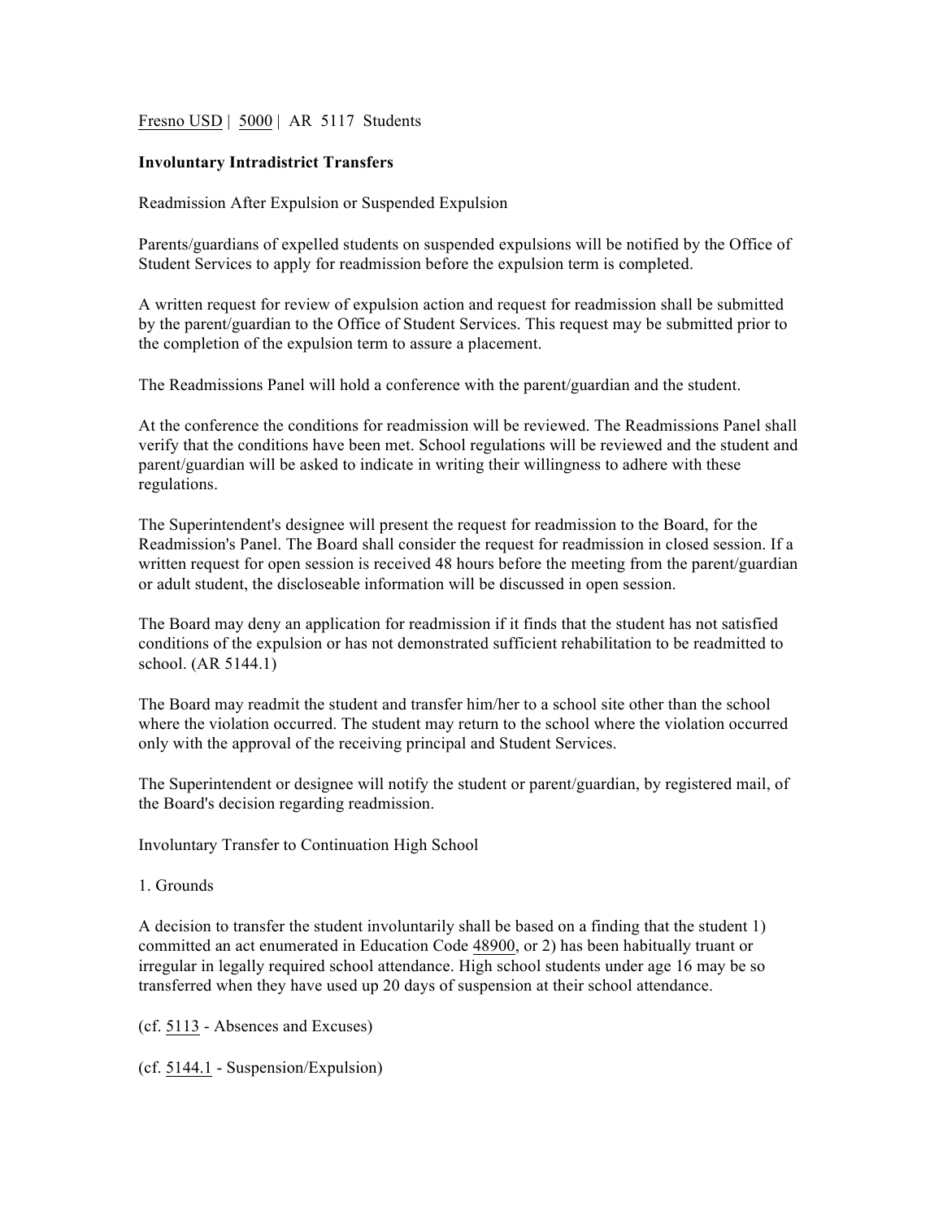Fresno USD | 5000 | AR 5117 Students

# Involuntary Intradistrict Transfers

Readmission After Expulsion or Suspended Expulsion

Parents/guardians of expelled students on suspended expulsions will be notified by the Office of Student Services to apply for readmission before the expulsion term is completed.

A written request for review of expulsion action and request for readmission shall be submitted by the parent/guardian to the Office of Student Services. This request may be submitted prior to the completion of the expulsion term to assure a placement.

The Readmissions Panel will hold a conference with the parent/guardian and the student.

At the conference the conditions for readmission will be reviewed. The Readmissions Panel shall verify that the conditions have been met. School regulations will be reviewed and the student and parent/guardian will be asked to indicate in writing their willingness to adhere with these regulations.

The Superintendent's designee will present the request for readmission to the Board, for the Readmission's Panel. The Board shall consider the request for readmission in closed session. If a written request for open session is received 48 hours before the meeting from the parent/guardian or adult student, the discloseable information will be discussed in open session.

The Board may deny an application for readmission if it finds that the student has not satisfied conditions of the expulsion or has not demonstrated sufficient rehabilitation to be readmitted to school. (AR 5144.1)

The Board may readmit the student and transfer him/her to a school site other than the school where the violation occurred. The student may return to the school where the violation occurred only with the approval of the receiving principal and Student Services.

The Superintendent or designee will notify the student or parent/guardian, by registered mail, of the Board's decision regarding readmission.

Involuntary Transfer to Continuation High School

1. Grounds

A decision to transfer the student involuntarily shall be based on a finding that the student 1) committed an act enumerated in Education Code 48900, or 2) has been habitually truant or irregular in legally required school attendance. High school students under age 16 may be so transferred when they have used up 20 days of suspension at their school attendance.

(cf. 5113 - Absences and Excuses)

(cf. 5144.1 - Suspension/Expulsion)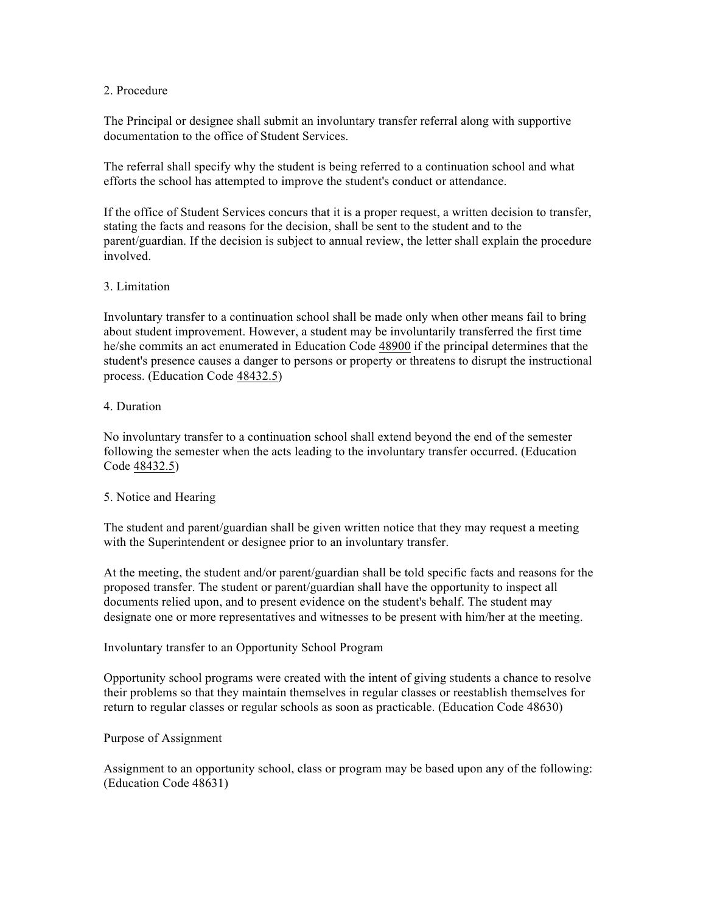2. Procedure

The Principal or designee shall submit an involuntary transfer referral along with supportive documentation to the office of Student Services.

The referral shall specify why the student is being referred to a continuation school and what efforts the school has attempted to improve the student's conduct or attendance.

If the office of Student Services concurs that it is a proper request, a written decision to transfer, stating the facts and reasons for the decision, shall be sent to the student and to the parent/guardian. If the decision is subject to annual review, the letter shall explain the procedure involved.

3. Limitation

Involuntary transfer to a continuation school shall be made only when other means fail to bring about student improvement. However, a student may be involuntarily transferred the first time he/she commits an act enumerated in Education Code 48900 if the principal determines that the student's presence causes a danger to persons or property or threatens to disrupt the instructional process. (Education Code 48432.5)

4. Duration

No involuntary transfer to a continuation school shall extend beyond the end of the semester following the semester when the acts leading to the involuntary transfer occurred. (Education Code 48432.5)

5. Notice and Hearing

The student and parent/guardian shall be given written notice that they may request a meeting with the Superintendent or designee prior to an involuntary transfer.

At the meeting, the student and/or parent/guardian shall be told specific facts and reasons for the proposed transfer. The student or parent/guardian shall have the opportunity to inspect all documents relied upon, and to present evidence on the student's behalf. The student may designate one or more representatives and witnesses to be present with him/her at the meeting.

Involuntary transfer to an Opportunity School Program

Opportunity school programs were created with the intent of giving students a chance to resolve their problems so that they maintain themselves in regular classes or reestablish themselves for return to regular classes or regular schools as soon as practicable. (Education Code 48630)

Purpose of Assignment

Assignment to an opportunity school, class or program may be based upon any of the following: (Education Code 48631)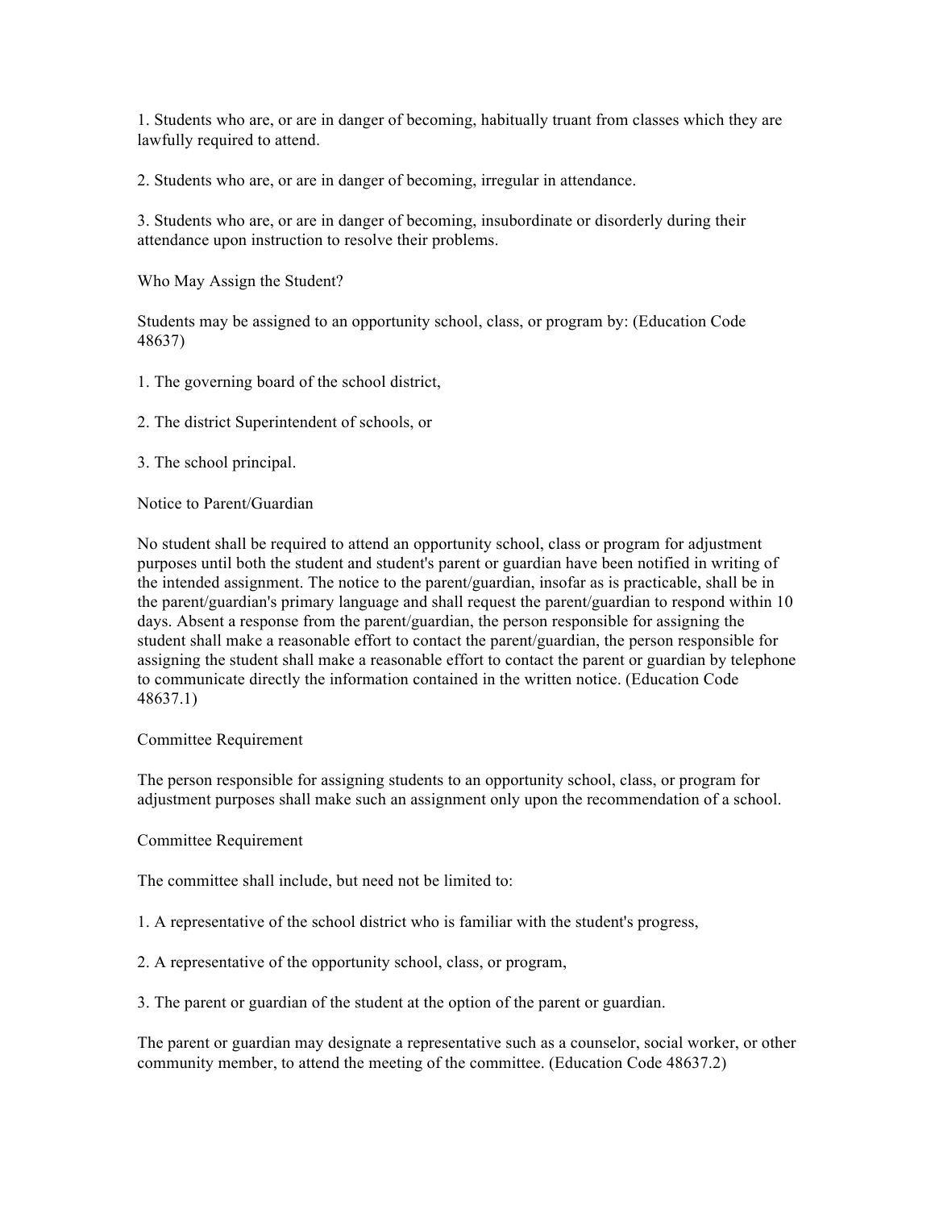1. Students who are, or are in danger of becoming, habitually truant from classes which they are lawfully required to attend.

2. Students who are, or are in danger of becoming, irregular in attendance.

3. Students who are, or are in danger of becoming, insubordinate or disorderly during their attendance upon instruction to resolve their problems.

Who May Assign the Student?

Students may be assigned to an opportunity school, class, or program by: (Education Code 48637)

1. The governing board of the school district,

2. The district Superintendent of schools, or

3. The school principal.

Notice to Parent/Guardian

No student shall be required to attend an opportunity school, class or program for adjustment purposes until both the student and student's parent or guardian have been notified in writing of the intended assignment. The notice to the parent/guardian, insofar as is practicable, shall be in the parent/guardian's primary language and shall request the parent/guardian to respond within 10 days. Absent a response from the parent/guardian, the person responsible for assigning the student shall make a reasonable effort to contact the parent/guardian, the person responsible for assigning the student shall make a reasonable effort to contact the parent or guardian by telephone to communicate directly the information contained in the written notice. (Education Code 48637.1)

Committee Requirement

The person responsible for assigning students to an opportunity school, class, or program for adjustment purposes shall make such an assignment only upon the recommendation of a school.

Committee Requirement

The committee shall include, but need not be limited to:

1. A representative of the school district who is familiar with the student's progress,

2. A representative of the opportunity school, class, or program,

3. The parent or guardian of the student at the option of the parent or guardian.

The parent or guardian may designate a representative such as a counselor, social worker, or other community member, to attend the meeting of the committee. (Education Code 48637.2)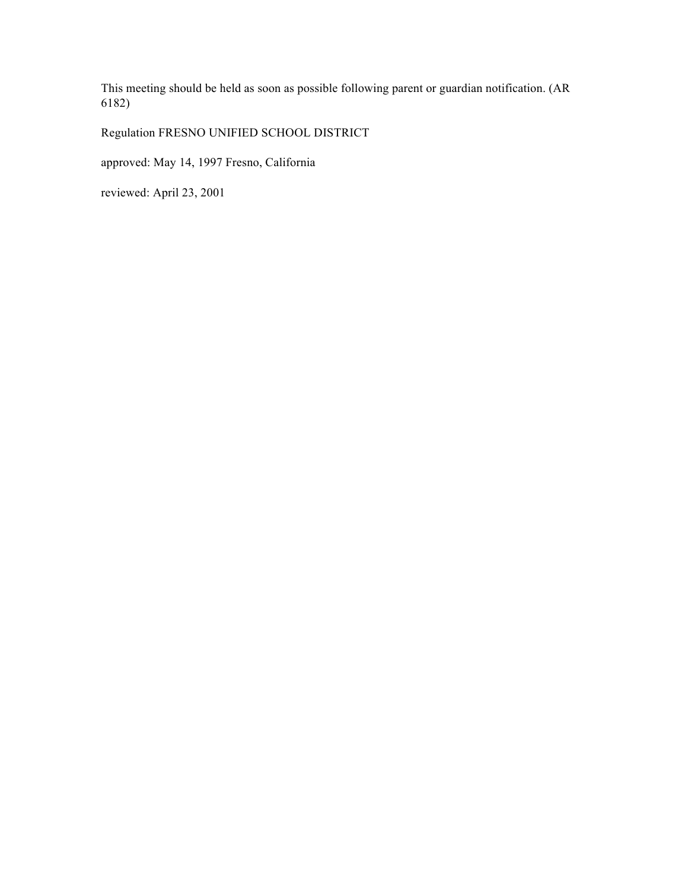This meeting should be held as soon as possible following parent or guardian notification. (AR 6182)

Regulation FRESNO UNIFIED SCHOOL DISTRICT

approved: May 14, 1997 Fresno, California

reviewed: April 23, 2001